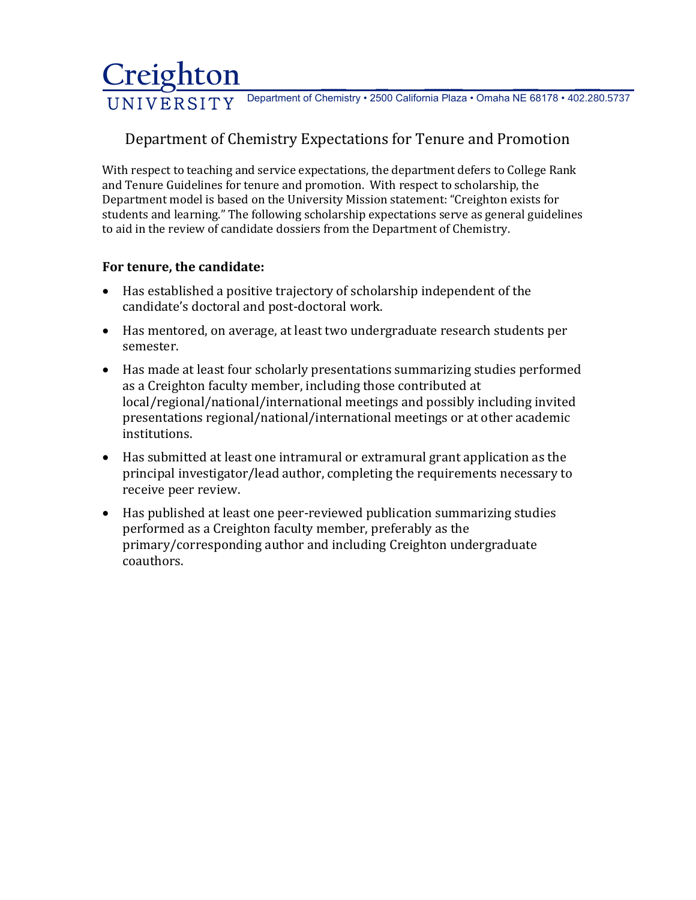# Creighton UNIVERSITY

Department of Chemistry • 2500 California Plaza • Omaha NE 68178 • 402.280.5737

## Department of Chemistry Expectations for Tenure and Promotion

With respect to teaching and service expectations, the department defers to College Rank and Tenure Guidelines for tenure and promotion. With respect to scholarship, the Department model is based on the University Mission statement: "Creighton exists for students and learning." The following scholarship expectations serve as general guidelines to aid in the review of candidate dossiers from the Department of Chemistry.

**For tenure, the candidate:**

- Has established a positive trajectory of scholarship independent of the candidate's doctoral and post-doctoral work.
- Has mentored, on average, at least two undergraduate research students per semester.
- Has made at least four scholarly presentations summarizing studies performed as a Creighton faculty member, including those contributed at local/regional/national/international meetings and possibly including invited presentations regional/national/international meetings or at other academic institutions.
- Has submitted at least one intramural or extramural grant application as the principal investigator/lead author, completing the requirements necessary to receive peer review.
- Has published at least one peer-reviewed publication summarizing studies performed as a Creighton faculty member, preferably as the primary/corresponding author and including Creighton undergraduate coauthors.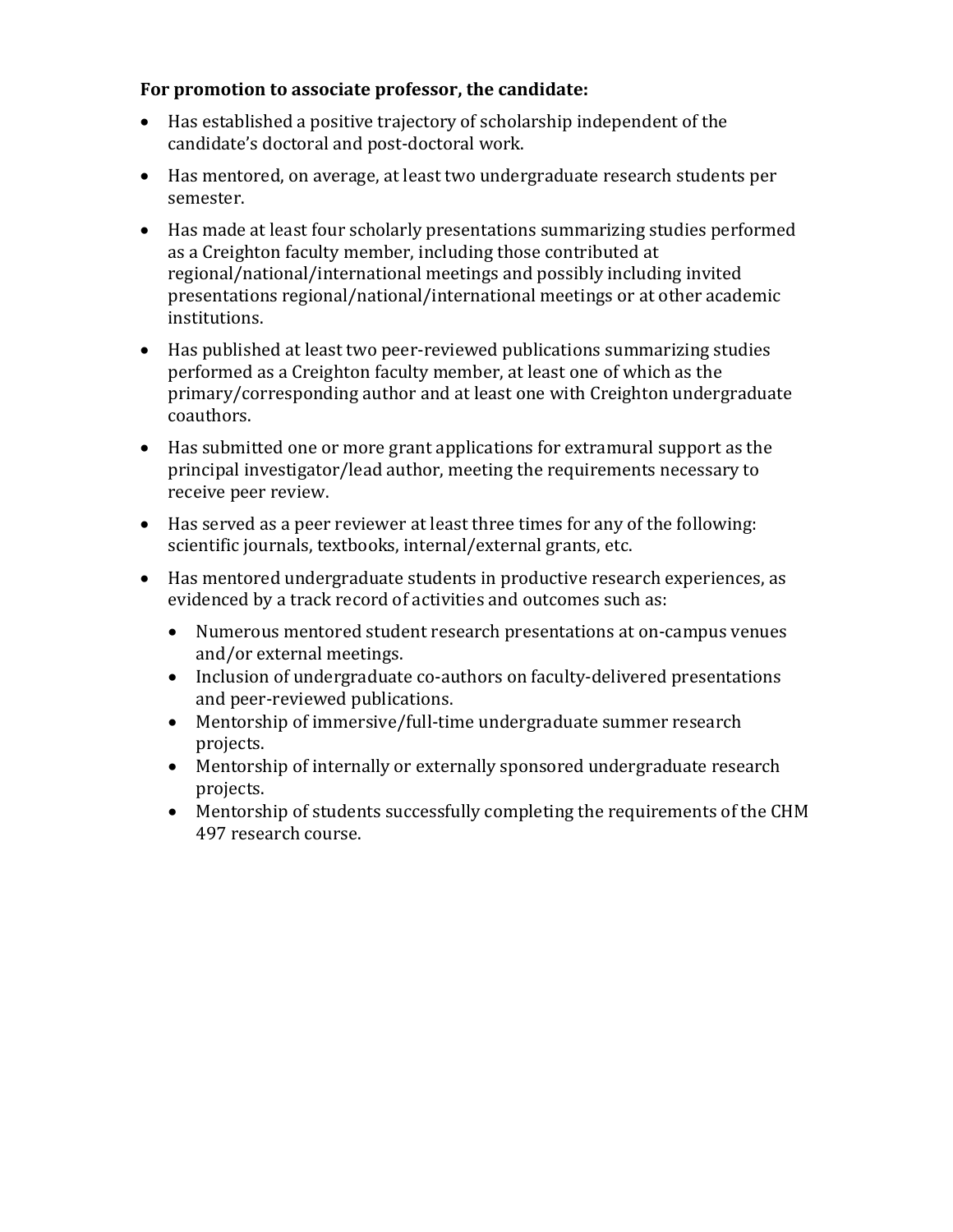**For promotion to associate professor, the candidate:**

- Has established a positive trajectory of scholarship independent of the candidate's doctoral and post-doctoral work.
- Has mentored, on average, at least two undergraduate research students per semester.
- Has made at least four scholarly presentations summarizing studies performed as a Creighton faculty member, including those contributed at regional/national/international meetings and possibly including invited presentations regional/national/international meetings or at other academic institutions.
- Has published at least two peer-reviewed publications summarizing studies performed as a Creighton faculty member, at least one of which as the primary/corresponding author and at least one with Creighton undergraduate coauthors.
- Has submitted one or more grant applications for extramural support as the principal investigator/lead author, meeting the requirements necessary to receive peer review.
- Has served as a peer reviewer at least three times for any of the following: scientific journals, textbooks, internal/external grants, etc.
- Has mentored undergraduate students in productive research experiences, as evidenced by a track record of activities and outcomes such as:
  - Numerous mentored student research presentations at on-campus venues and/or external meetings.
  - Inclusion of undergraduate co-authors on faculty-delivered presentations and peer-reviewed publications.
  - Mentorship of immersive/full-time undergraduate summer research projects.
  - Mentorship of internally or externally sponsored undergraduate research projects.
  - Mentorship of students successfully completing the requirements of the CHM 497 research course.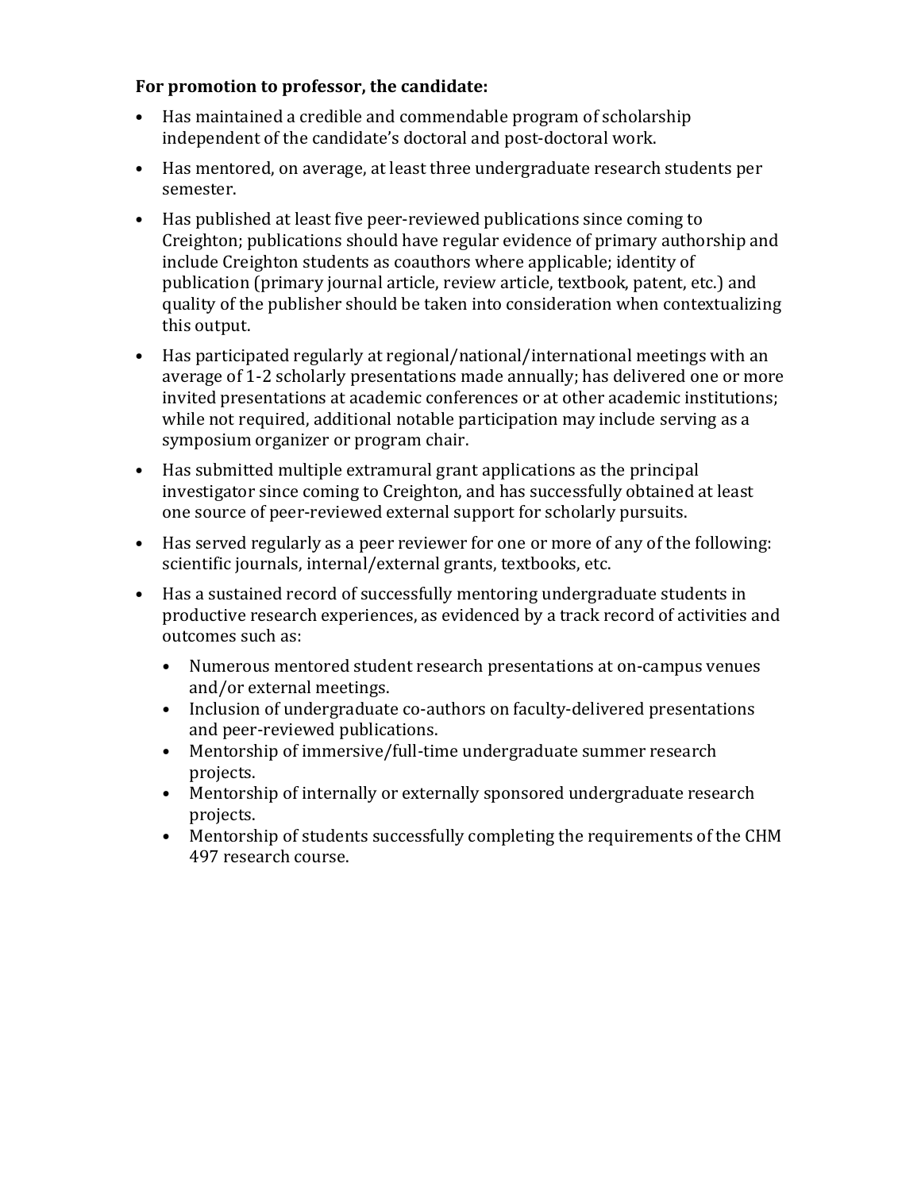**For promotion to professor, the candidate:**

- Has maintained a credible and commendable program of scholarship independent of the candidate's doctoral and post-doctoral work.
- Has mentored, on average, at least three undergraduate research students per semester.
- Has published at least five peer-reviewed publications since coming to Creighton; publications should have regular evidence of primary authorship and include Creighton students as coauthors where applicable; identity of publication (primary journal article, review article, textbook, patent, etc.) and quality of the publisher should be taken into consideration when contextualizing this output.
- Has participated regularly at regional/national/international meetings with an average of 1-2 scholarly presentations made annually; has delivered one or more invited presentations at academic conferences or at other academic institutions; while not required, additional notable participation may include serving as a symposium organizer or program chair.
- Has submitted multiple extramural grant applications as the principal investigator since coming to Creighton, and has successfully obtained at least one source of peer-reviewed external support for scholarly pursuits.
- Has served regularly as a peer reviewer for one or more of any of the following: scientific journals, internal/external grants, textbooks, etc.
- Has a sustained record of successfully mentoring undergraduate students in productive research experiences, as evidenced by a track record of activities and outcomes such as:
  - Numerous mentored student research presentations at on-campus venues and/or external meetings.
  - Inclusion of undergraduate co-authors on faculty-delivered presentations and peer-reviewed publications.
  - Mentorship of immersive/full-time undergraduate summer research projects.
  - Mentorship of internally or externally sponsored undergraduate research projects.
  - Mentorship of students successfully completing the requirements of the CHM 497 research course.